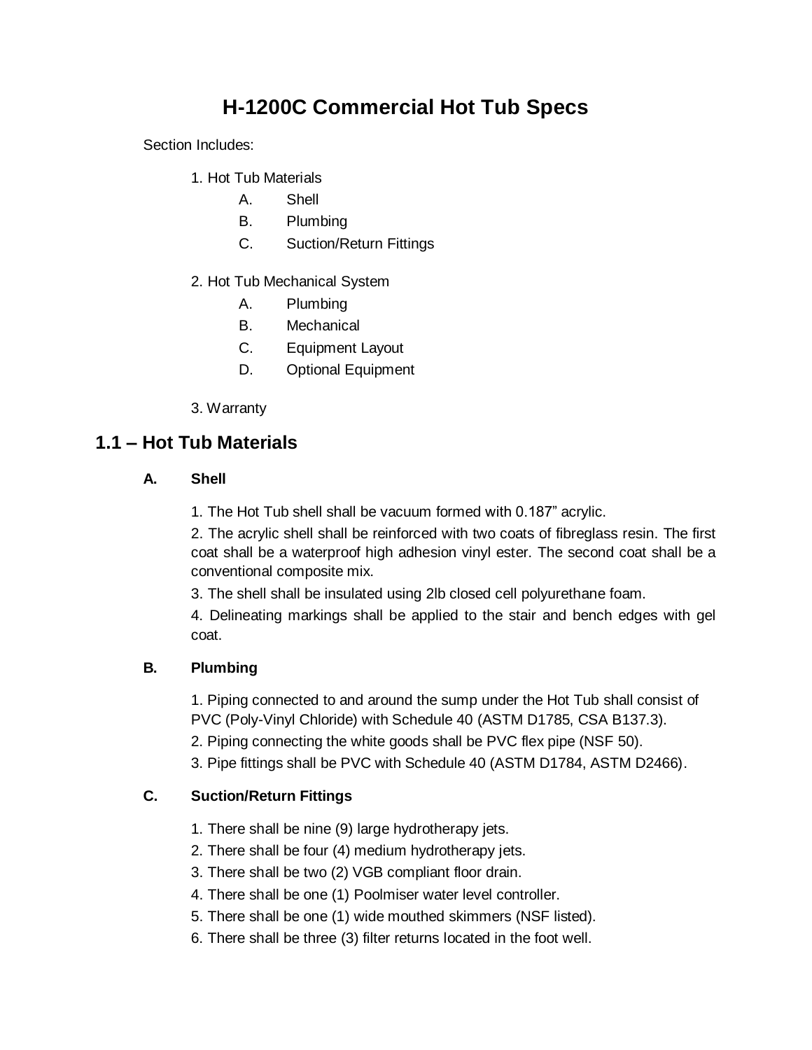# H-1200C Commercial Hot Tub Specs

Section Includes:

1. Hot Tub Materials
   - A. Shell
   - B. Plumbing
   - C. Suction/Return Fittings

2. Hot Tub Mechanical System
   - A. Plumbing
   - B. Mechanical
   - C. Equipment Layout
   - D. Optional Equipment

3. Warranty

## 1.1 – Hot Tub Materials

### A. Shell

1. The Hot Tub shell shall be vacuum formed with 0.187" acrylic.
2. The acrylic shell shall be reinforced with two coats of fibreglass resin. The first coat shall be a waterproof high adhesion vinyl ester. The second coat shall be a conventional composite mix.
3. The shell shall be insulated using 2lb closed cell polyurethane foam.
4. Delineating markings shall be applied to the stair and bench edges with gel coat.

### B. Plumbing

1. Piping connected to and around the sump under the Hot Tub shall consist of PVC (Poly-Vinyl Chloride) with Schedule 40 (ASTM D1785, CSA B137.3).
2. Piping connecting the white goods shall be PVC flex pipe (NSF 50).
3. Pipe fittings shall be PVC with Schedule 40 (ASTM D1784, ASTM D2466).

### C. Suction/Return Fittings

1. There shall be nine (9) large hydrotherapy jets.
2. There shall be four (4) medium hydrotherapy jets.
3. There shall be two (2) VGB compliant floor drain.
4. There shall be one (1) Poolmiser water level controller.
5. There shall be one (1) wide mouthed skimmers (NSF listed).
6. There shall be three (3) filter returns located in the foot well.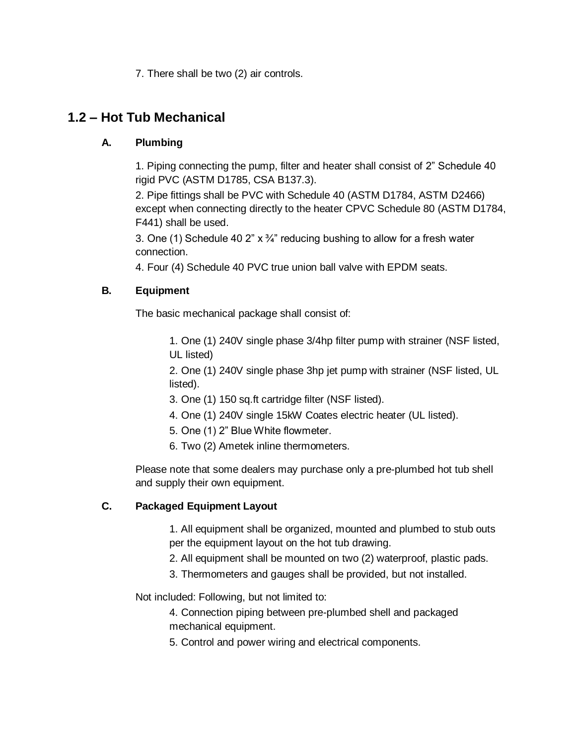7. There shall be two (2) air controls.

## 1.2 – Hot Tub Mechanical

### A. Plumbing

1. Piping connecting the pump, filter and heater shall consist of 2" Schedule 40 rigid PVC (ASTM D1785, CSA B137.3).
2. Pipe fittings shall be PVC with Schedule 40 (ASTM D1784, ASTM D2466) except when connecting directly to the heater CPVC Schedule 80 (ASTM D1784, F441) shall be used.
3. One (1) Schedule 40 2" x ¾" reducing bushing to allow for a fresh water connection.
4. Four (4) Schedule 40 PVC true union ball valve with EPDM seats.

### B. Equipment

The basic mechanical package shall consist of:

1. One (1) 240V single phase 3/4hp filter pump with strainer (NSF listed, UL listed)
2. One (1) 240V single phase 3hp jet pump with strainer (NSF listed, UL listed).
3. One (1) 150 sq.ft cartridge filter (NSF listed).
4. One (1) 240V single 15kW Coates electric heater (UL listed).
5. One (1) 2" Blue White flowmeter.
6. Two (2) Ametek inline thermometers.

Please note that some dealers may purchase only a pre-plumbed hot tub shell and supply their own equipment.

### C. Packaged Equipment Layout

1. All equipment shall be organized, mounted and plumbed to stub outs per the equipment layout on the hot tub drawing.
2. All equipment shall be mounted on two (2) waterproof, plastic pads.
3. Thermometers and gauges shall be provided, but not installed.

Not included: Following, but not limited to:

4. Connection piping between pre-plumbed shell and packaged mechanical equipment.
5. Control and power wiring and electrical components.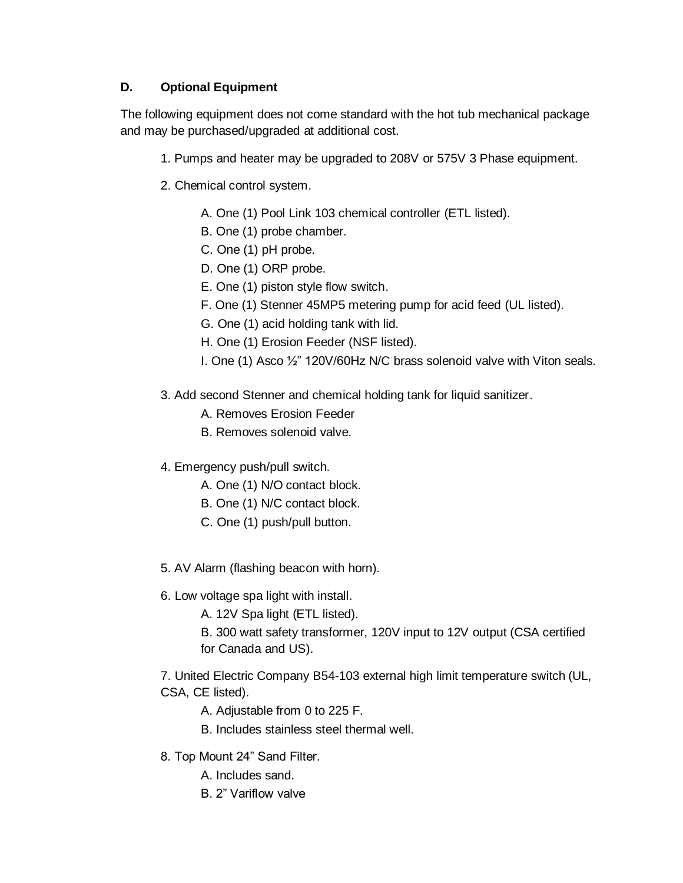### D. Optional Equipment

The following equipment does not come standard with the hot tub mechanical package and may be purchased/upgraded at additional cost.

1. Pumps and heater may be upgraded to 208V or 575V 3 Phase equipment.

2. Chemical control system.

    A. One (1) Pool Link 103 chemical controller (ETL listed).
    B. One (1) probe chamber.
    C. One (1) pH probe.
    D. One (1) ORP probe.
    E. One (1) piston style flow switch.
    F. One (1) Stenner 45MP5 metering pump for acid feed (UL listed).
    G. One (1) acid holding tank with lid.
    H. One (1) Erosion Feeder (NSF listed).
    I. One (1) Asco ½" 120V/60Hz N/C brass solenoid valve with Viton seals.

3. Add second Stenner and chemical holding tank for liquid sanitizer.

    A. Removes Erosion Feeder
    B. Removes solenoid valve.

4. Emergency push/pull switch.

    A. One (1) N/O contact block.
    B. One (1) N/C contact block.
    C. One (1) push/pull button.

5. AV Alarm (flashing beacon with horn).

6. Low voltage spa light with install.

    A. 12V Spa light (ETL listed).
    B. 300 watt safety transformer, 120V input to 12V output (CSA certified for Canada and US).

7. United Electric Company B54-103 external high limit temperature switch (UL, CSA, CE listed).

    A. Adjustable from 0 to 225 F.
    B. Includes stainless steel thermal well.

8. Top Mount 24" Sand Filter.

    A. Includes sand.
    B. 2" Variflow valve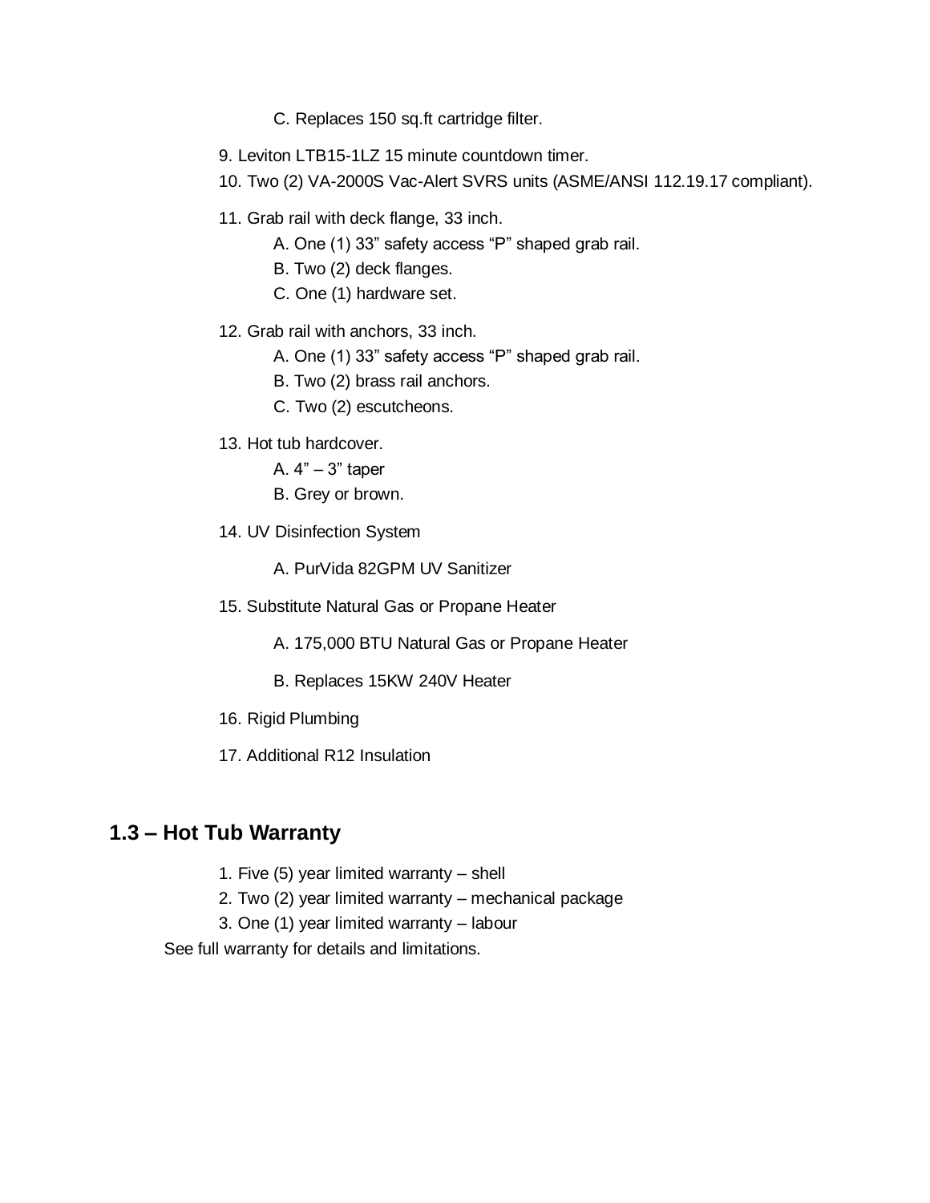C. Replaces 150 sq.ft cartridge filter.

9. Leviton LTB15-1LZ 15 minute countdown timer.
10. Two (2) VA-2000S Vac-Alert SVRS units (ASME/ANSI 112.19.17 compliant).

11. Grab rail with deck flange, 33 inch.
    - A. One (1) 33" safety access "P" shaped grab rail.
    - B. Two (2) deck flanges.
    - C. One (1) hardware set.

12. Grab rail with anchors, 33 inch.
    - A. One (1) 33" safety access "P" shaped grab rail.
    - B. Two (2) brass rail anchors.
    - C. Two (2) escutcheons.

13. Hot tub hardcover.
    - A. 4" – 3" taper
    - B. Grey or brown.

14. UV Disinfection System
    - A. PurVida 82GPM UV Sanitizer

15. Substitute Natural Gas or Propane Heater
    - A. 175,000 BTU Natural Gas or Propane Heater
    - B. Replaces 15KW 240V Heater

16. Rigid Plumbing

17. Additional R12 Insulation

## 1.3 – Hot Tub Warranty

1. Five (5) year limited warranty – shell
2. Two (2) year limited warranty – mechanical package
3. One (1) year limited warranty – labour

See full warranty for details and limitations.